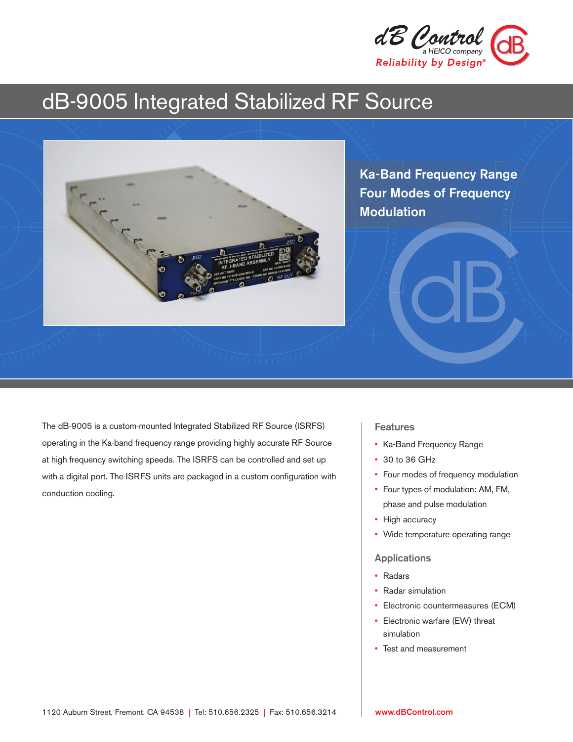dB Control
a HEICO company
Reliability by Design®

# dB-9005 Integrated Stabilized RF Source

**Ka-Band Frequency Range**
**Four Modes of Frequency Modulation**

The dB-9005 is a custom-mounted Integrated Stabilized RF Source (ISRFS) operating in the Ka-band frequency range providing highly accurate RF Source at high frequency switching speeds. The ISRFS can be controlled and set up with a digital port. The ISRFS units are packaged in a custom configuration with conduction cooling.

## Features

- Ka-Band Frequency Range
- 30 to 36 GHz
- Four modes of frequency modulation
- Four types of modulation: AM, FM, phase and pulse modulation
- High accuracy
- Wide temperature operating range

## Applications

- Radars
- Radar simulation
- Electronic countermeasures (ECM)
- Electronic warfare (EW) threat simulation
- Test and measurement

1120 Auburn Street, Fremont, CA 94538 | Tel: 510.656.2325 | Fax: 510.656.3214

www.dBControl.com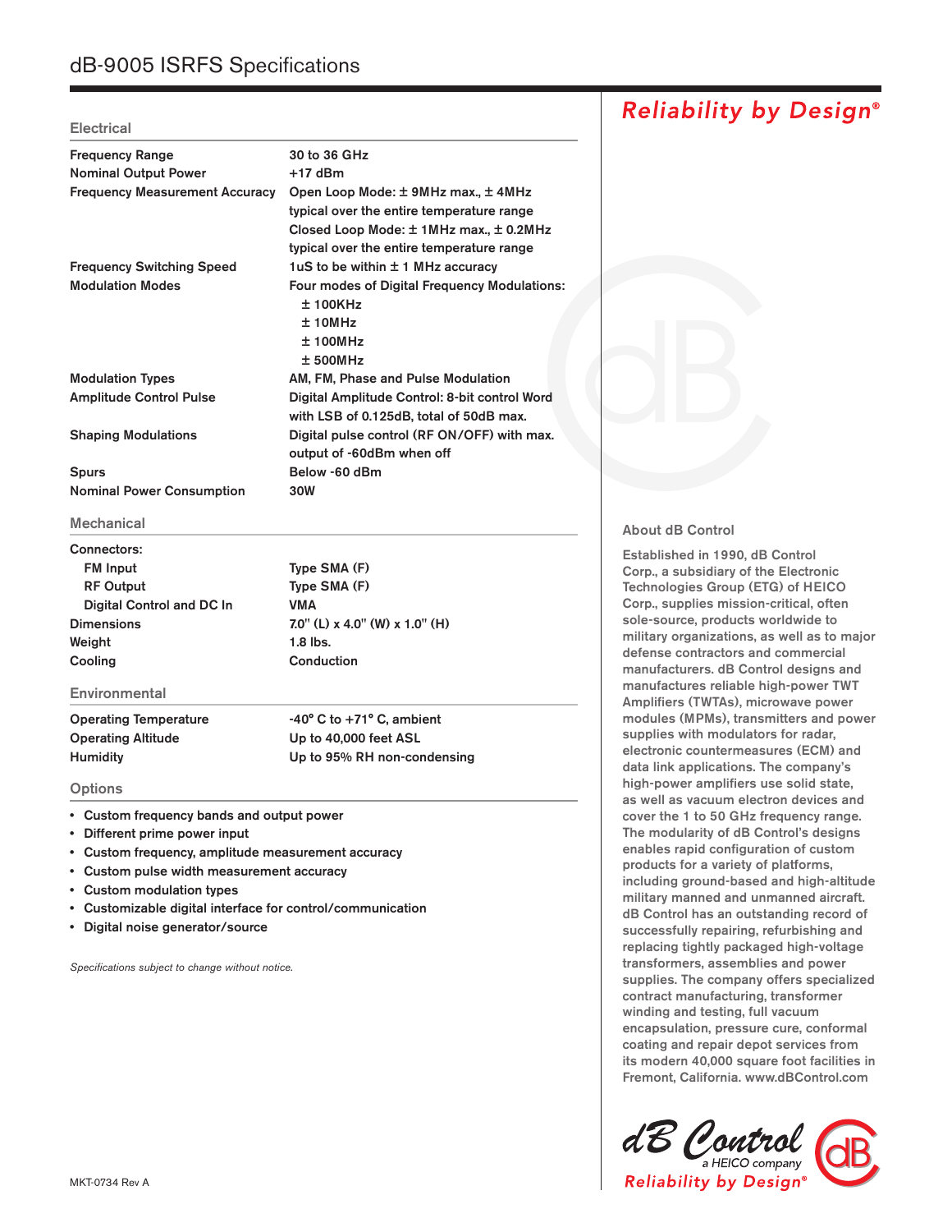# dB-9005 ISRFS Specifications

## Electrical

| | |
|---|---|
| Frequency Range | 30 to 36 GHz |
| Nominal Output Power | +17 dBm |
| Frequency Measurement Accuracy | Open Loop Mode: ± 9MHz max., ± 4MHz typical over the entire temperature range<br>Closed Loop Mode: ± 1MHz max., ± 0.2MHz typical over the entire temperature range |
| Frequency Switching Speed | 1uS to be within ± 1 MHz accuracy |
| Modulation Modes | Four modes of Digital Frequency Modulations:<br>± 100KHz<br>± 10MHz<br>± 100MHz<br>± 500MHz |
| Modulation Types | AM, FM, Phase and Pulse Modulation |
| Amplitude Control Pulse | Digital Amplitude Control: 8-bit control Word with LSB of 0.125dB, total of 50dB max. |
| Shaping Modulations | Digital pulse control (RF ON/OFF) with max. output of -60dBm when off |
| Spurs | Below -60 dBm |
| Nominal Power Consumption | 30W |

## Mechanical

| | |
|---|---|
| Connectors: | |
| FM Input | Type SMA (F) |
| RF Output | Type SMA (F) |
| Digital Control and DC In | VMA |
| Dimensions | 7.0" (L) x 4.0" (W) x 1.0" (H) |
| Weight | 1.8 lbs. |
| Cooling | Conduction |

## Environmental

| | |
|---|---|
| Operating Temperature | -40° C to +71° C, ambient |
| Operating Altitude | Up to 40,000 feet ASL |
| Humidity | Up to 95% RH non-condensing |

## Options

- Custom frequency bands and output power
- Different prime power input
- Custom frequency, amplitude measurement accuracy
- Custom pulse width measurement accuracy
- Custom modulation types
- Customizable digital interface for control/communication
- Digital noise generator/source

*Specifications subject to change without notice.*

MKT-0734 Rev A

*Reliability by Design®*

## About dB Control

Established in 1990, dB Control Corp., a subsidiary of the Electronic Technologies Group (ETG) of HEICO Corp., supplies mission-critical, often sole-source, products worldwide to military organizations, as well as to major defense contractors and commercial manufacturers. dB Control designs and manufactures reliable high-power TWT Amplifiers (TWTAs), microwave power modules (MPMs), transmitters and power supplies with modulators for radar, electronic countermeasures (ECM) and data link applications. The company's high-power amplifiers use solid state, as well as vacuum electron devices and cover the 1 to 50 GHz frequency range. The modularity of dB Control's designs enables rapid configuration of custom products for a variety of platforms, including ground-based and high-altitude military manned and unmanned aircraft. dB Control has an outstanding record of successfully repairing, refurbishing and replacing tightly packaged high-voltage transformers, assemblies and power supplies. The company offers specialized contract manufacturing, transformer winding and testing, full vacuum encapsulation, pressure cure, conformal coating and repair depot services from its modern 40,000 square foot facilities in Fremont, California. www.dBControl.com

dB Control
a HEICO company
*Reliability by Design®*